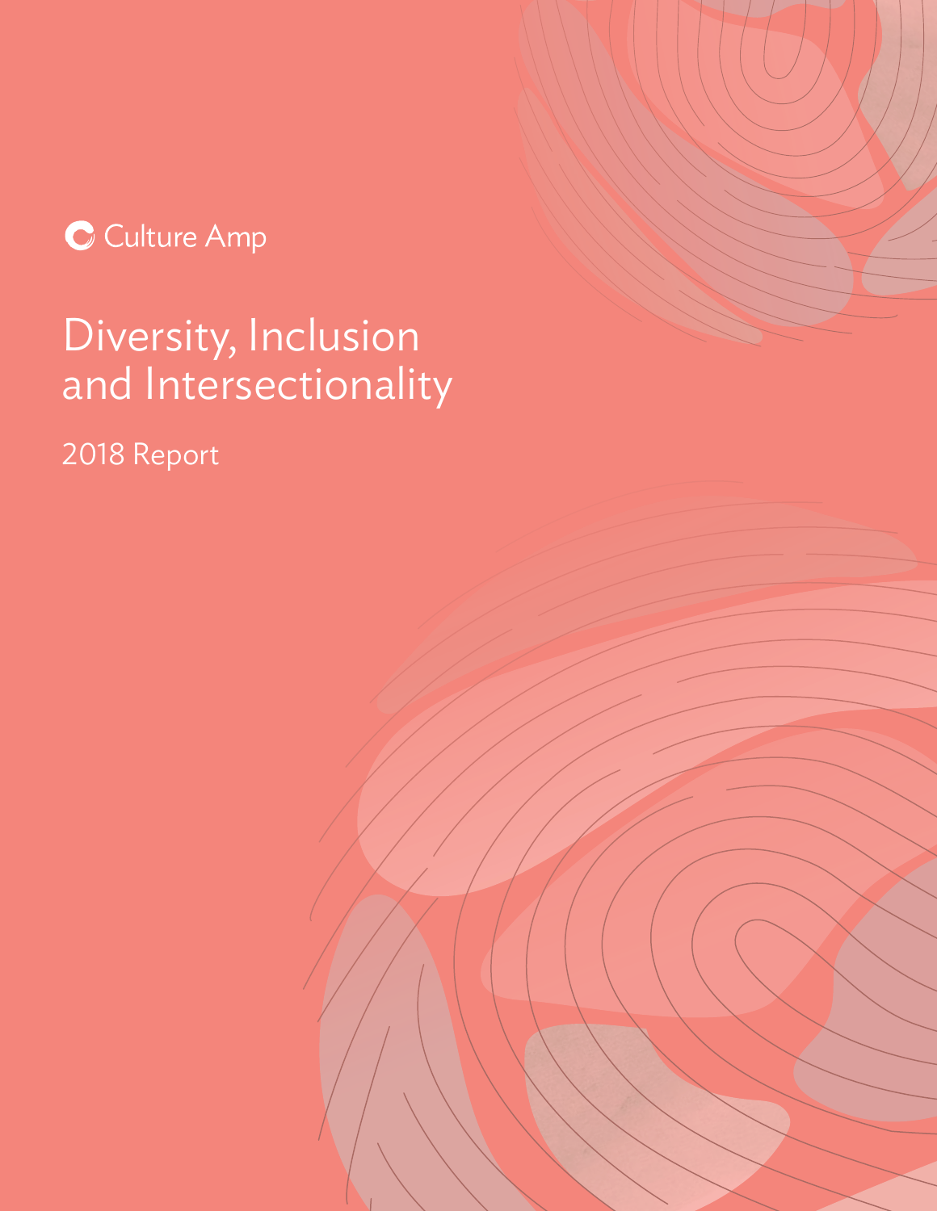Culture Amp

# Diversity, Inclusion and Intersectionality

2018 Report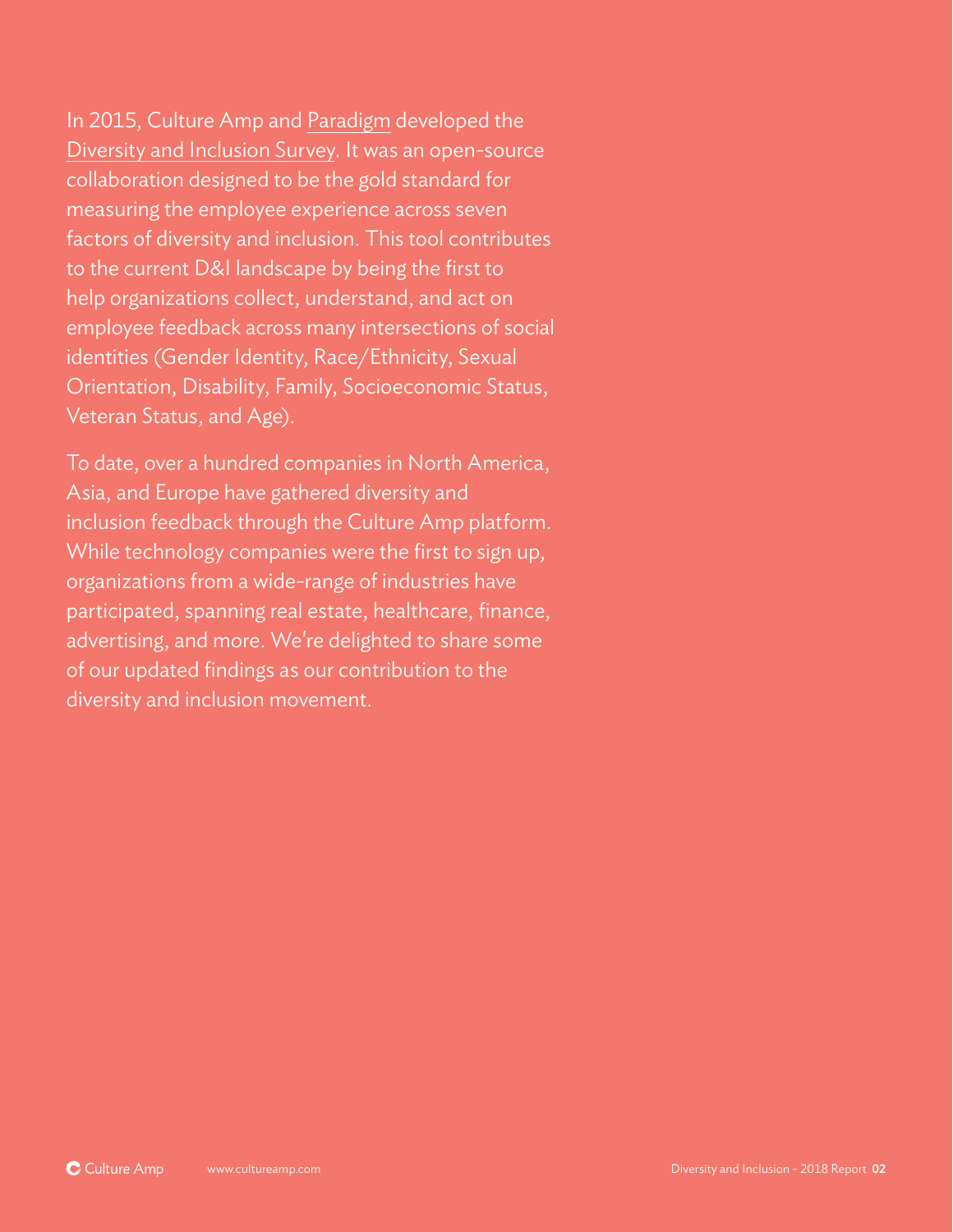In 2015, Culture Amp and Paradigm developed the Diversity and Inclusion Survey. It was an open-source collaboration designed to be the gold standard for measuring the employee experience across seven factors of diversity and inclusion. This tool contributes to the current D&I landscape by being the first to help organizations collect, understand, and act on employee feedback across many intersections of social identities (Gender Identity, Race/Ethnicity, Sexual Orientation, Disability, Family, Socioeconomic Status, Veteran Status, and Age).

To date, over a hundred companies in North America, Asia, and Europe have gathered diversity and inclusion feedback through the Culture Amp platform. While technology companies were the first to sign up, organizations from a wide-range of industries have participated, spanning real estate, healthcare, finance, advertising, and more. We're delighted to share some of our updated findings as our contribution to the diversity and inclusion movement.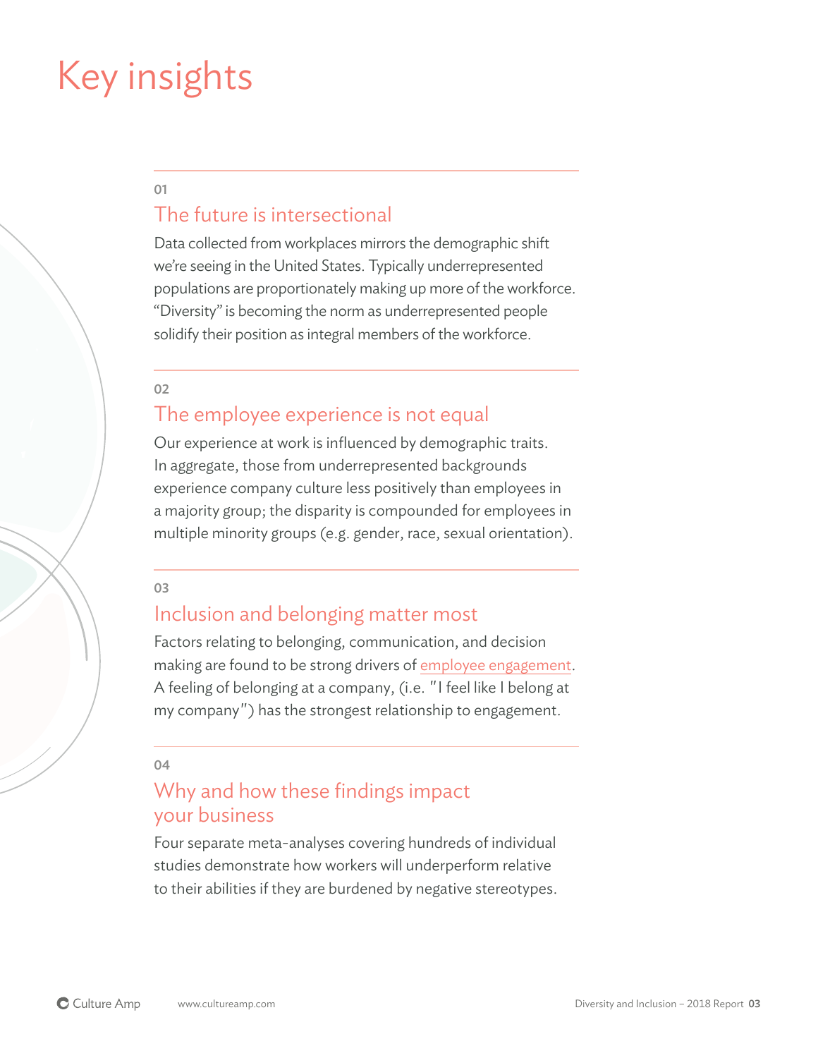# Key insights

01

## The future is intersectional

Data collected from workplaces mirrors the demographic shift we're seeing in the United States. Typically underrepresented populations are proportionately making up more of the workforce. "Diversity" is becoming the norm as underrepresented people solidify their position as integral members of the workforce.

02

## The employee experience is not equal

Our experience at work is influenced by demographic traits. In aggregate, those from underrepresented backgrounds experience company culture less positively than employees in a majority group; the disparity is compounded for employees in multiple minority groups (e.g. gender, race, sexual orientation).

03

## Inclusion and belonging matter most

Factors relating to belonging, communication, and decision making are found to be strong drivers of employee engagement. A feeling of belonging at a company, (i.e. "I feel like I belong at my company") has the strongest relationship to engagement.

04

## Why and how these findings impact your business

Four separate meta-analyses covering hundreds of individual studies demonstrate how workers will underperform relative to their abilities if they are burdened by negative stereotypes.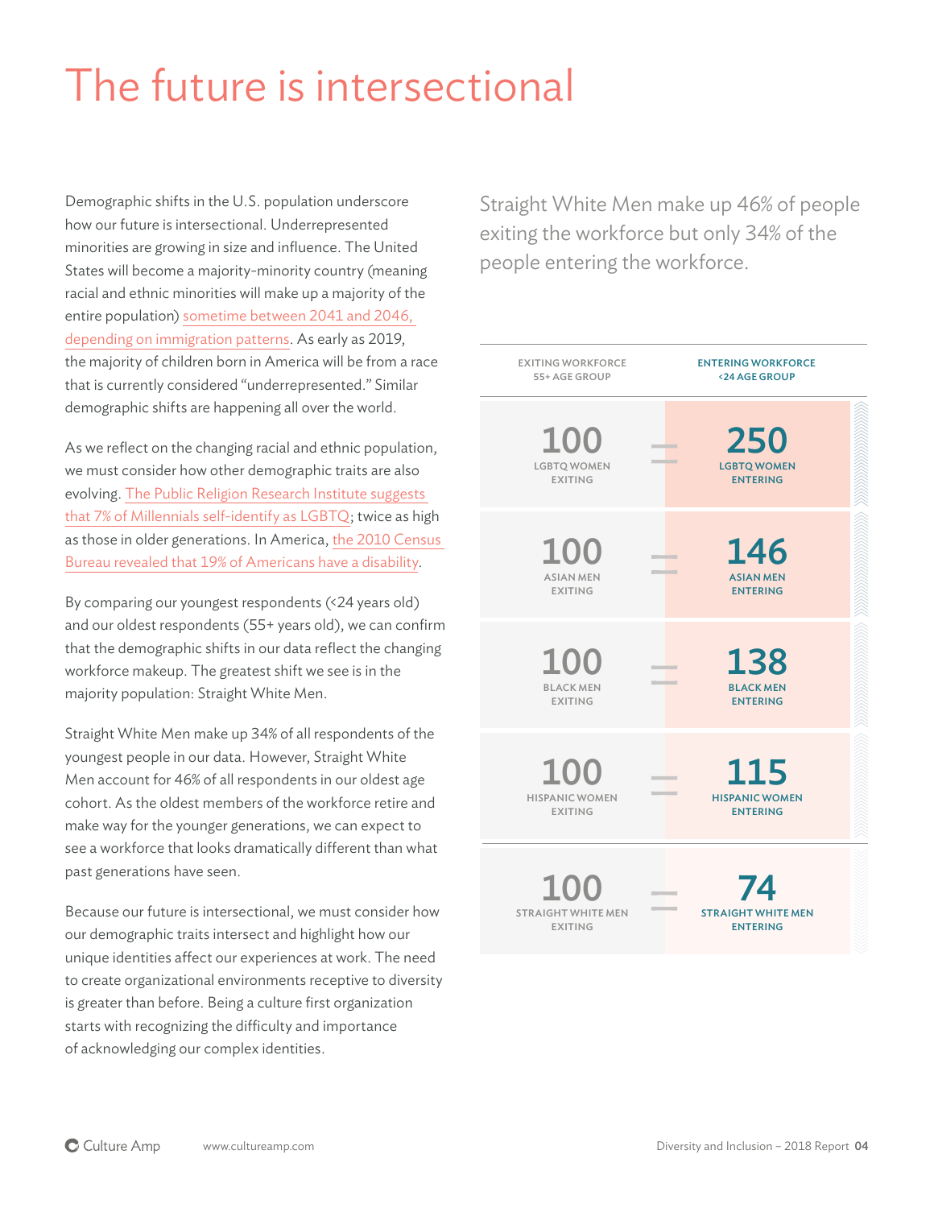# The future is intersectional

Demographic shifts in the U.S. population underscore how our future is intersectional. Underrepresented minorities are growing in size and influence. The United States will become a majority-minority country (meaning racial and ethnic minorities will make up a majority of the entire population) sometime between 2041 and 2046, depending on immigration patterns. As early as 2019, the majority of children born in America will be from a race that is currently considered "underrepresented." Similar demographic shifts are happening all over the world.

As we reflect on the changing racial and ethnic population, we must consider how other demographic traits are also evolving. The Public Religion Research Institute suggests that 7% of Millennials self-identify as LGBTQ; twice as high as those in older generations. In America, the 2010 Census Bureau revealed that 19% of Americans have a disability.

By comparing our youngest respondents (<24 years old) and our oldest respondents (55+ years old), we can confirm that the demographic shifts in our data reflect the changing workforce makeup. The greatest shift we see is in the majority population: Straight White Men.

Straight White Men make up 34% of all respondents of the youngest people in our data. However, Straight White Men account for 46% of all respondents in our oldest age cohort. As the oldest members of the workforce retire and make way for the younger generations, we can expect to see a workforce that looks dramatically different than what past generations have seen.

Because our future is intersectional, we must consider how our demographic traits intersect and highlight how our unique identities affect our experiences at work. The need to create organizational environments receptive to diversity is greater than before. Being a culture first organization starts with recognizing the difficulty and importance of acknowledging our complex identities.

Straight White Men make up 46% of people exiting the workforce but only 34% of the people entering the workforce.

| EXITING WORKFORCE 55+ AGE GROUP | | ENTERING WORKFORCE <24 AGE GROUP |
|---|---|---|
| 100 LGBTQ WOMEN EXITING | = | 250 LGBTQ WOMEN ENTERING |
| 100 ASIAN MEN EXITING | = | 146 ASIAN MEN ENTERING |
| 100 BLACK MEN EXITING | = | 138 BLACK MEN ENTERING |
| 100 HISPANIC WOMEN EXITING | = | 115 HISPANIC WOMEN ENTERING |
| 100 STRAIGHT WHITE MEN EXITING | = | 74 STRAIGHT WHITE MEN ENTERING |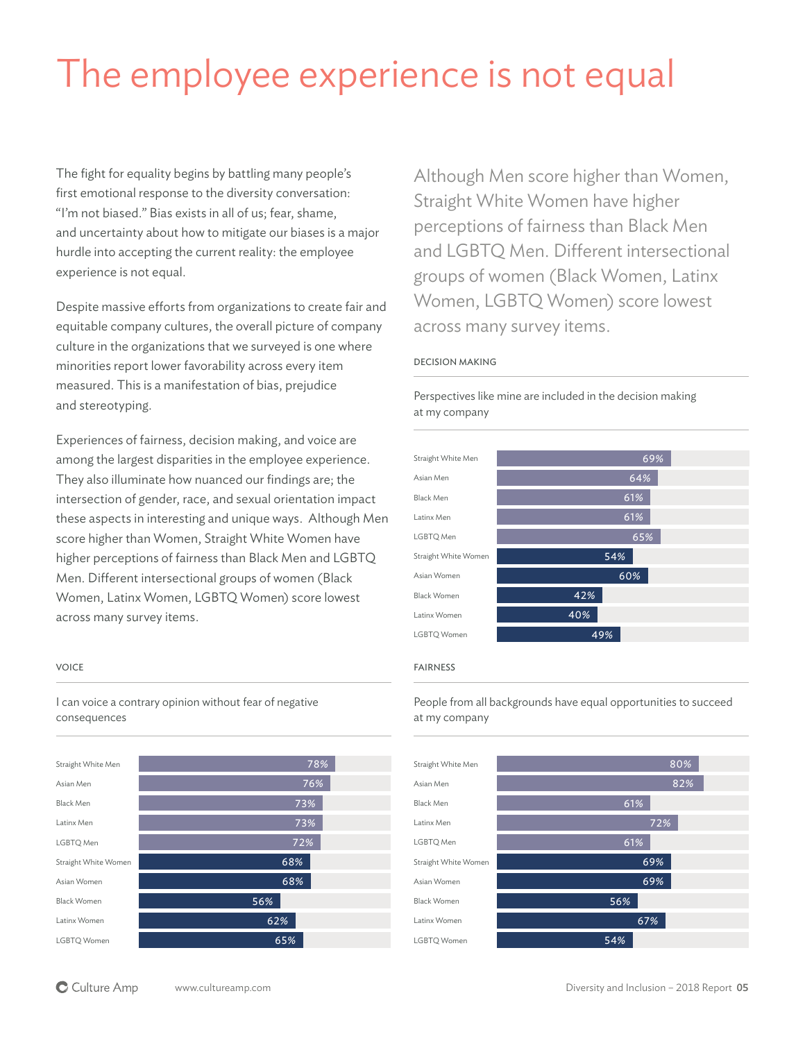# The employee experience is not equal

The fight for equality begins by battling many people's first emotional response to the diversity conversation: "I'm not biased." Bias exists in all of us; fear, shame, and uncertainty about how to mitigate our biases is a major hurdle into accepting the current reality: the employee experience is not equal.

Despite massive efforts from organizations to create fair and equitable company cultures, the overall picture of company culture in the organizations that we surveyed is one where minorities report lower favorability across every item measured. This is a manifestation of bias, prejudice and stereotyping.

Experiences of fairness, decision making, and voice are among the largest disparities in the employee experience. They also illuminate how nuanced our findings are; the intersection of gender, race, and sexual orientation impact these aspects in interesting and unique ways. Although Men score higher than Women, Straight White Women have higher perceptions of fairness than Black Men and LGBTQ Men. Different intersectional groups of women (Black Women, Latinx Women, LGBTQ Women) score lowest across many survey items.

> Although Men score higher than Women, Straight White Women have higher perceptions of fairness than Black Men and LGBTQ Men. Different intersectional groups of women (Black Women, Latinx Women, LGBTQ Women) score lowest across many survey items.

### DECISION MAKING

Perspectives like mine are included in the decision making at my company

| Group | % |
|---|---|
| Straight White Men | 69% |
| Asian Men | 64% |
| Black Men | 61% |
| Latinx Men | 61% |
| LGBTQ Men | 65% |
| Straight White Women | 54% |
| Asian Women | 60% |
| Black Women | 42% |
| Latinx Women | 40% |
| LGBTQ Women | 49% |

### VOICE

I can voice a contrary opinion without fear of negative consequences

| Group | % |
|---|---|
| Straight White Men | 78% |
| Asian Men | 76% |
| Black Men | 73% |
| Latinx Men | 73% |
| LGBTQ Men | 72% |
| Straight White Women | 68% |
| Asian Women | 68% |
| Black Women | 56% |
| Latinx Women | 62% |
| LGBTQ Women | 65% |

### FAIRNESS

People from all backgrounds have equal opportunities to succeed at my company

| Group | % |
|---|---|
| Straight White Men | 80% |
| Asian Men | 82% |
| Black Men | 61% |
| Latinx Men | 72% |
| LGBTQ Men | 61% |
| Straight White Women | 69% |
| Asian Women | 69% |
| Black Women | 56% |
| Latinx Women | 67% |
| LGBTQ Women | 54% |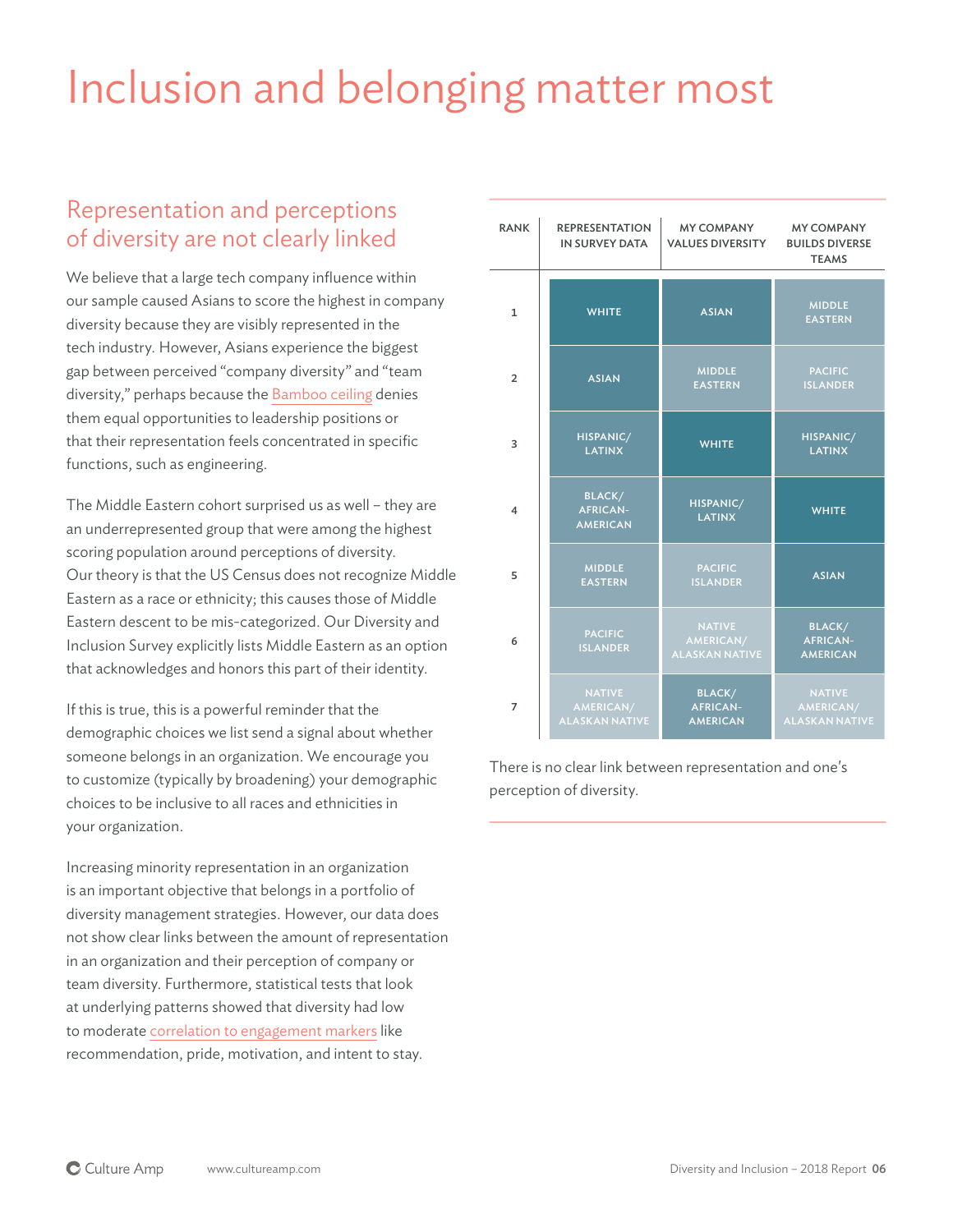# Inclusion and belonging matter most

## Representation and perceptions of diversity are not clearly linked

We believe that a large tech company influence within our sample caused Asians to score the highest in company diversity because they are visibly represented in the tech industry. However, Asians experience the biggest gap between perceived "company diversity" and "team diversity," perhaps because the Bamboo ceiling denies them equal opportunities to leadership positions or that their representation feels concentrated in specific functions, such as engineering.

The Middle Eastern cohort surprised us as well – they are an underrepresented group that were among the highest scoring population around perceptions of diversity. Our theory is that the US Census does not recognize Middle Eastern as a race or ethnicity; this causes those of Middle Eastern descent to be mis-categorized. Our Diversity and Inclusion Survey explicitly lists Middle Eastern as an option that acknowledges and honors this part of their identity.

If this is true, this is a powerful reminder that the demographic choices we list send a signal about whether someone belongs in an organization. We encourage you to customize (typically by broadening) your demographic choices to be inclusive to all races and ethnicities in your organization.

Increasing minority representation in an organization is an important objective that belongs in a portfolio of diversity management strategies. However, our data does not show clear links between the amount of representation in an organization and their perception of company or team diversity. Furthermore, statistical tests that look at underlying patterns showed that diversity had low to moderate correlation to engagement markers like recommendation, pride, motivation, and intent to stay.

| RANK | REPRESENTATION IN SURVEY DATA | MY COMPANY VALUES DIVERSITY | MY COMPANY BUILDS DIVERSE TEAMS |
|---|---|---|---|
| 1 | WHITE | ASIAN | MIDDLE EASTERN |
| 2 | ASIAN | MIDDLE EASTERN | PACIFIC ISLANDER |
| 3 | HISPANIC/ LATINX | WHITE | HISPANIC/ LATINX |
| 4 | BLACK/ AFRICAN-AMERICAN | HISPANIC/ LATINX | WHITE |
| 5 | MIDDLE EASTERN | PACIFIC ISLANDER | ASIAN |
| 6 | PACIFIC ISLANDER | NATIVE AMERICAN/ ALASKAN NATIVE | BLACK/ AFRICAN-AMERICAN |
| 7 | NATIVE AMERICAN/ ALASKAN NATIVE | BLACK/ AFRICAN-AMERICAN | NATIVE AMERICAN/ ALASKAN NATIVE |

There is no clear link between representation and one's perception of diversity.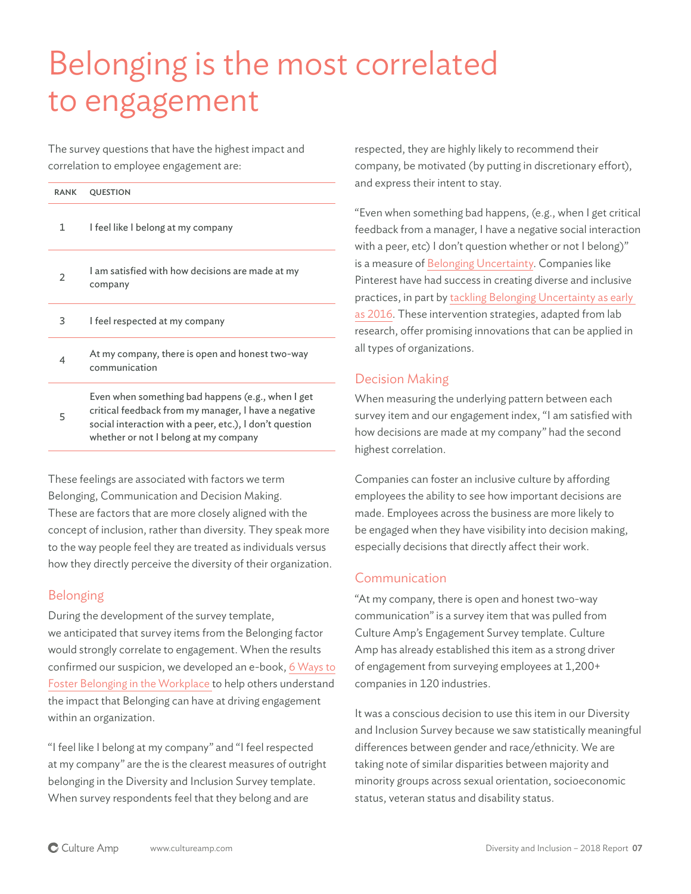# Belonging is the most correlated to engagement

The survey questions that have the highest impact and correlation to employee engagement are:

| RANK | QUESTION |
| --- | --- |
| 1 | I feel like I belong at my company |
| 2 | I am satisfied with how decisions are made at my company |
| 3 | I feel respected at my company |
| 4 | At my company, there is open and honest two-way communication |
| 5 | Even when something bad happens (e.g., when I get critical feedback from my manager, I have a negative social interaction with a peer, etc.), I don't question whether or not I belong at my company |

These feelings are associated with factors we term Belonging, Communication and Decision Making. These are factors that are more closely aligned with the concept of inclusion, rather than diversity. They speak more to the way people feel they are treated as individuals versus how they directly perceive the diversity of their organization.

## Belonging

During the development of the survey template, we anticipated that survey items from the Belonging factor would strongly correlate to engagement. When the results confirmed our suspicion, we developed an e-book, 6 Ways to Foster Belonging in the Workplace to help others understand the impact that Belonging can have at driving engagement within an organization.

"I feel like I belong at my company" and "I feel respected at my company" are the is the clearest measures of outright belonging in the Diversity and Inclusion Survey template. When survey respondents feel that they belong and are respected, they are highly likely to recommend their company, be motivated (by putting in discretionary effort), and express their intent to stay.

"Even when something bad happens, (e.g., when I get critical feedback from a manager, I have a negative social interaction with a peer, etc) I don't question whether or not I belong)" is a measure of Belonging Uncertainty. Companies like Pinterest have had success in creating diverse and inclusive practices, in part by tackling Belonging Uncertainty as early as 2016. These intervention strategies, adapted from lab research, offer promising innovations that can be applied in all types of organizations.

## Decision Making

When measuring the underlying pattern between each survey item and our engagement index, "I am satisfied with how decisions are made at my company" had the second highest correlation.

Companies can foster an inclusive culture by affording employees the ability to see how important decisions are made. Employees across the business are more likely to be engaged when they have visibility into decision making, especially decisions that directly affect their work.

## Communication

"At my company, there is open and honest two-way communication" is a survey item that was pulled from Culture Amp's Engagement Survey template. Culture Amp has already established this item as a strong driver of engagement from surveying employees at 1,200+ companies in 120 industries.

It was a conscious decision to use this item in our Diversity and Inclusion Survey because we saw statistically meaningful differences between gender and race/ethnicity. We are taking note of similar disparities between majority and minority groups across sexual orientation, socioeconomic status, veteran status and disability status.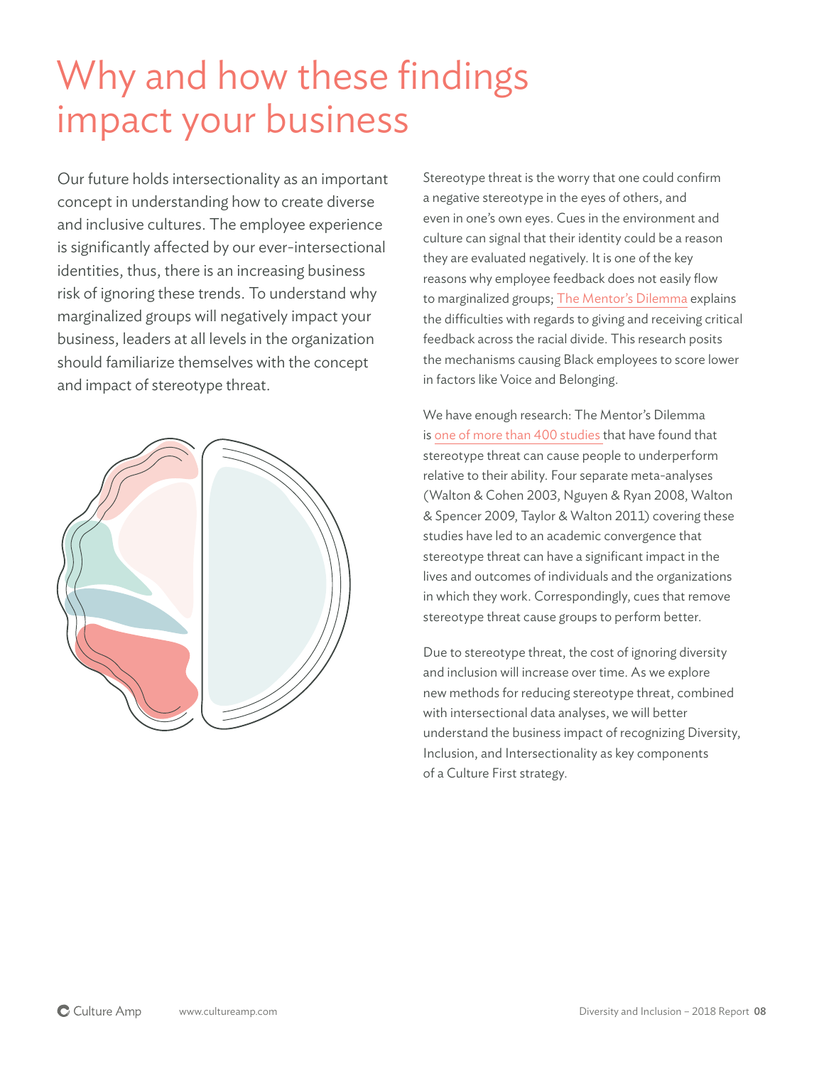# Why and how these findings impact your business

Our future holds intersectionality as an important concept in understanding how to create diverse and inclusive cultures. The employee experience is significantly affected by our ever-intersectional identities, thus, there is an increasing business risk of ignoring these trends. To understand why marginalized groups will negatively impact your business, leaders at all levels in the organization should familiarize themselves with the concept and impact of stereotype threat.

Stereotype threat is the worry that one could confirm a negative stereotype in the eyes of others, and even in one's own eyes. Cues in the environment and culture can signal that their identity could be a reason they are evaluated negatively. It is one of the key reasons why employee feedback does not easily flow to marginalized groups; The Mentor's Dilemma explains the difficulties with regards to giving and receiving critical feedback across the racial divide. This research posits the mechanisms causing Black employees to score lower in factors like Voice and Belonging.

We have enough research: The Mentor's Dilemma is one of more than 400 studies that have found that stereotype threat can cause people to underperform relative to their ability. Four separate meta-analyses (Walton & Cohen 2003, Nguyen & Ryan 2008, Walton & Spencer 2009, Taylor & Walton 2011) covering these studies have led to an academic convergence that stereotype threat can have a significant impact in the lives and outcomes of individuals and the organizations in which they work. Correspondingly, cues that remove stereotype threat cause groups to perform better.

Due to stereotype threat, the cost of ignoring diversity and inclusion will increase over time. As we explore new methods for reducing stereotype threat, combined with intersectional data analyses, we will better understand the business impact of recognizing Diversity, Inclusion, and Intersectionality as key components of a Culture First strategy.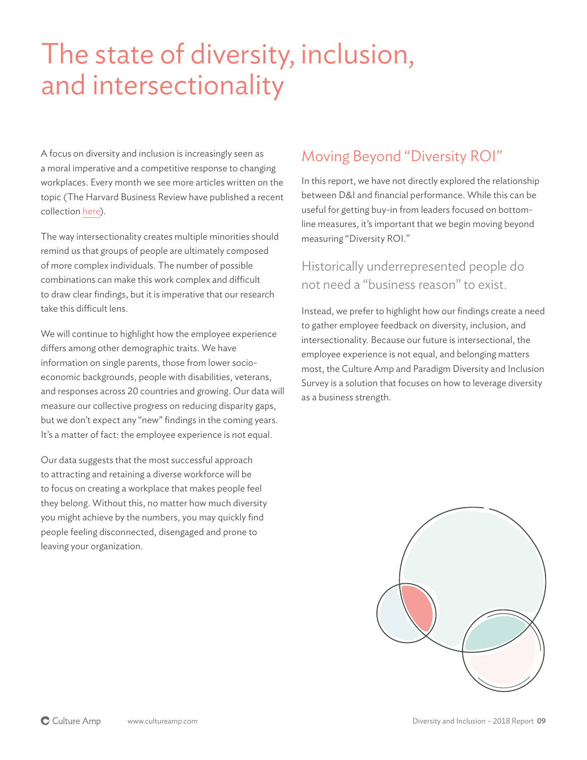# The state of diversity, inclusion, and intersectionality

A focus on diversity and inclusion is increasingly seen as a moral imperative and a competitive response to changing workplaces. Every month we see more articles written on the topic (The Harvard Business Review have published a recent collection here).

The way intersectionality creates multiple minorities should remind us that groups of people are ultimately composed of more complex individuals. The number of possible combinations can make this work complex and difficult to draw clear findings, but it is imperative that our research take this difficult lens.

We will continue to highlight how the employee experience differs among other demographic traits. We have information on single parents, those from lower socio-economic backgrounds, people with disabilities, veterans, and responses across 20 countries and growing. Our data will measure our collective progress on reducing disparity gaps, but we don't expect any "new" findings in the coming years. It's a matter of fact: the employee experience is not equal.

Our data suggests that the most successful approach to attracting and retaining a diverse workforce will be to focus on creating a workplace that makes people feel they belong. Without this, no matter how much diversity you might achieve by the numbers, you may quickly find people feeling disconnected, disengaged and prone to leaving your organization.

## Moving Beyond "Diversity ROI"

In this report, we have not directly explored the relationship between D&I and financial performance. While this can be useful for getting buy-in from leaders focused on bottom-line measures, it's important that we begin moving beyond measuring "Diversity ROI."

Historically underrepresented people do not need a "business reason" to exist.

Instead, we prefer to highlight how our findings create a need to gather employee feedback on diversity, inclusion, and intersectionality. Because our future is intersectional, the employee experience is not equal, and belonging matters most, the Culture Amp and Paradigm Diversity and Inclusion Survey is a solution that focuses on how to leverage diversity as a business strength.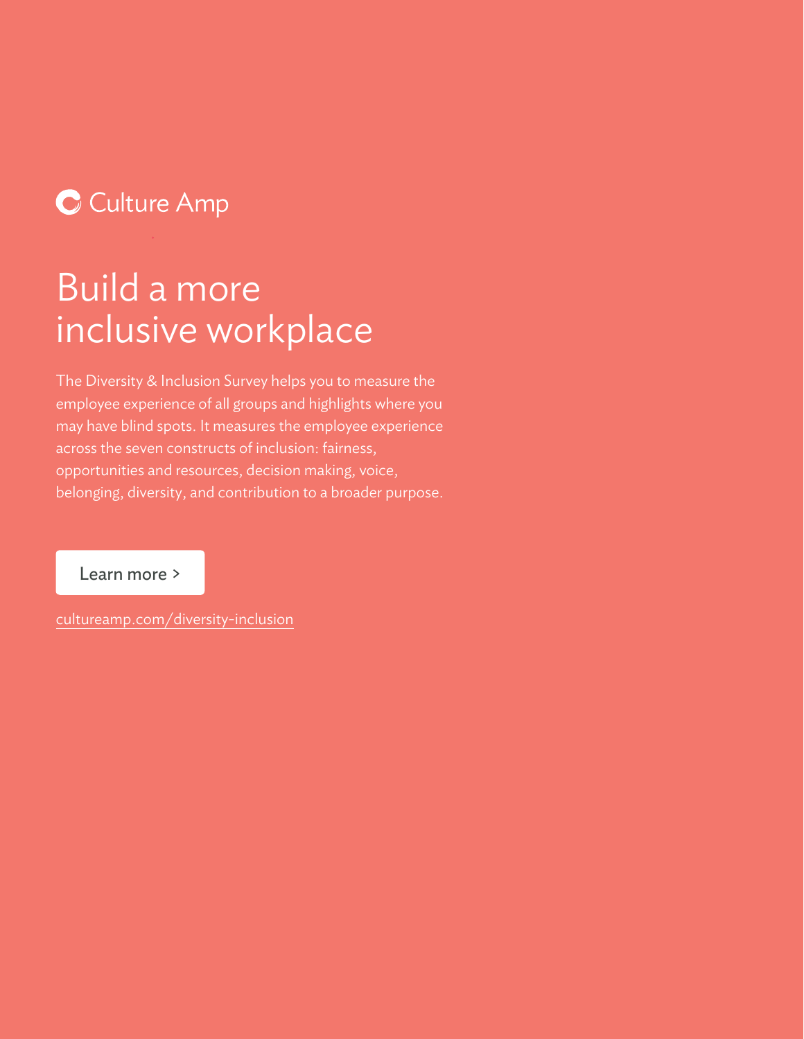Culture Amp

# Build a more inclusive workplace

The Diversity & Inclusion Survey helps you to measure the employee experience of all groups and highlights where you may have blind spots. It measures the employee experience across the seven constructs of inclusion: fairness, opportunities and resources, decision making, voice, belonging, diversity, and contribution to a broader purpose.

Learn more >

cultureamp.com/diversity-inclusion